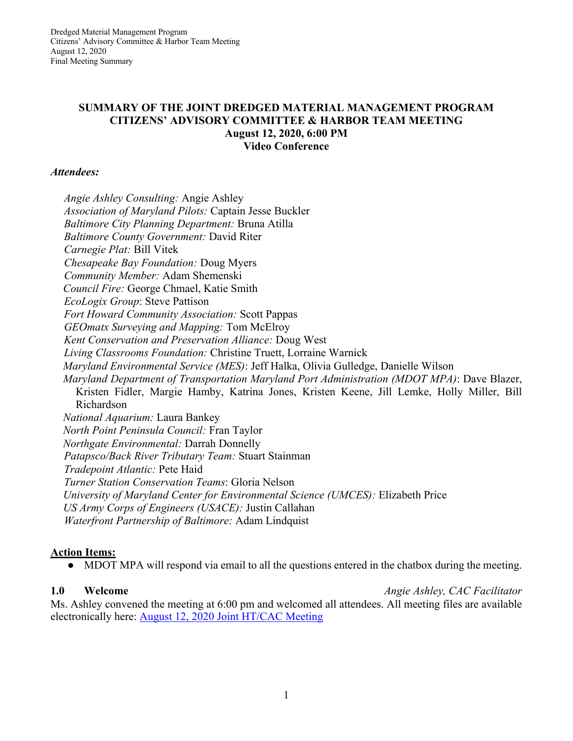# SUMMARY OF THE JOINT DREDGED MATERIAL MANAGEMENT PROGRAM CITIZENS' ADVISORY COMMITTEE & HARBOR TEAM MEETING

**August 12, 2020, 6:00 PM**
**Video Conference**

***Attendees:***

*Angie Ashley Consulting:* Angie Ashley
*Association of Maryland Pilots:* Captain Jesse Buckler
*Baltimore City Planning Department:* Bruna Atilla
*Baltimore County Government:* David Riter
*Carnegie Plat:* Bill Vitek
*Chesapeake Bay Foundation:* Doug Myers
*Community Member:* Adam Shemenski
*Council Fire:* George Chmael, Katie Smith
*EcoLogix Group*: Steve Pattison
*Fort Howard Community Association:* Scott Pappas
*GEOmatx Surveying and Mapping:* Tom McElroy
*Kent Conservation and Preservation Alliance:* Doug West
*Living Classrooms Foundation:* Christine Truett, Lorraine Warnick
*Maryland Environmental Service (MES)*: Jeff Halka, Olivia Gulledge, Danielle Wilson
*Maryland Department of Transportation Maryland Port Administration (MDOT MPA)*: Dave Blazer, Kristen Fidler, Margie Hamby, Katrina Jones, Kristen Keene, Jill Lemke, Holly Miller, Bill Richardson
*National Aquarium:* Laura Bankey
*North Point Peninsula Council:* Fran Taylor
*Northgate Environmental:* Darrah Donnelly
*Patapsco/Back River Tributary Team:* Stuart Stainman
*Tradepoint Atlantic:* Pete Haid
*Turner Station Conservation Teams*: Gloria Nelson
*University of Maryland Center for Environmental Science (UMCES):* Elizabeth Price
*US Army Corps of Engineers (USACE):* Justin Callahan
*Waterfront Partnership of Baltimore:* Adam Lindquist

**Action Items:**

- MDOT MPA will respond via email to all the questions entered in the chatbox during the meeting.

## 1.0 Welcome — *Angie Ashley, CAC Facilitator*

Ms. Ashley convened the meeting at 6:00 pm and welcomed all attendees. All meeting files are available electronically here: August 12, 2020 Joint HT/CAC Meeting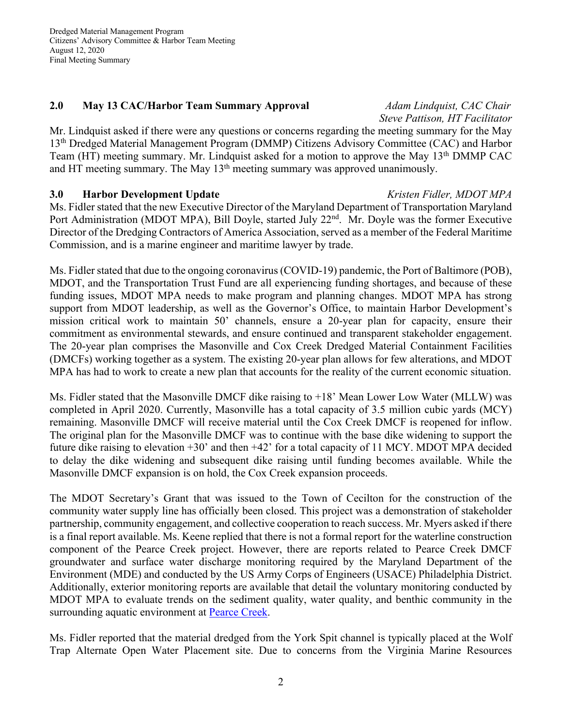## 2.0 May 13 CAC/Harbor Team Summary Approval

*Adam Lindquist, CAC Chair*
*Steve Pattison, HT Facilitator*

Mr. Lindquist asked if there were any questions or concerns regarding the meeting summary for the May 13th Dredged Material Management Program (DMMP) Citizens Advisory Committee (CAC) and Harbor Team (HT) meeting summary. Mr. Lindquist asked for a motion to approve the May 13th DMMP CAC and HT meeting summary. The May 13th meeting summary was approved unanimously.

## 3.0 Harbor Development Update

*Kristen Fidler, MDOT MPA*

Ms. Fidler stated that the new Executive Director of the Maryland Department of Transportation Maryland Port Administration (MDOT MPA), Bill Doyle, started July 22nd. Mr. Doyle was the former Executive Director of the Dredging Contractors of America Association, served as a member of the Federal Maritime Commission, and is a marine engineer and maritime lawyer by trade.

Ms. Fidler stated that due to the ongoing coronavirus (COVID-19) pandemic, the Port of Baltimore (POB), MDOT, and the Transportation Trust Fund are all experiencing funding shortages, and because of these funding issues, MDOT MPA needs to make program and planning changes. MDOT MPA has strong support from MDOT leadership, as well as the Governor's Office, to maintain Harbor Development's mission critical work to maintain 50' channels, ensure a 20-year plan for capacity, ensure their commitment as environmental stewards, and ensure continued and transparent stakeholder engagement. The 20-year plan comprises the Masonville and Cox Creek Dredged Material Containment Facilities (DMCFs) working together as a system. The existing 20-year plan allows for few alterations, and MDOT MPA has had to work to create a new plan that accounts for the reality of the current economic situation.

Ms. Fidler stated that the Masonville DMCF dike raising to +18' Mean Lower Low Water (MLLW) was completed in April 2020. Currently, Masonville has a total capacity of 3.5 million cubic yards (MCY) remaining. Masonville DMCF will receive material until the Cox Creek DMCF is reopened for inflow. The original plan for the Masonville DMCF was to continue with the base dike widening to support the future dike raising to elevation +30' and then +42' for a total capacity of 11 MCY. MDOT MPA decided to delay the dike widening and subsequent dike raising until funding becomes available. While the Masonville DMCF expansion is on hold, the Cox Creek expansion proceeds.

The MDOT Secretary's Grant that was issued to the Town of Cecilton for the construction of the community water supply line has officially been closed. This project was a demonstration of stakeholder partnership, community engagement, and collective cooperation to reach success. Mr. Myers asked if there is a final report available. Ms. Keene replied that there is not a formal report for the waterline construction component of the Pearce Creek project. However, there are reports related to Pearce Creek DMCF groundwater and surface water discharge monitoring required by the Maryland Department of the Environment (MDE) and conducted by the US Army Corps of Engineers (USACE) Philadelphia District. Additionally, exterior monitoring reports are available that detail the voluntary monitoring conducted by MDOT MPA to evaluate trends on the sediment quality, water quality, and benthic community in the surrounding aquatic environment at Pearce Creek.

Ms. Fidler reported that the material dredged from the York Spit channel is typically placed at the Wolf Trap Alternate Open Water Placement site. Due to concerns from the Virginia Marine Resources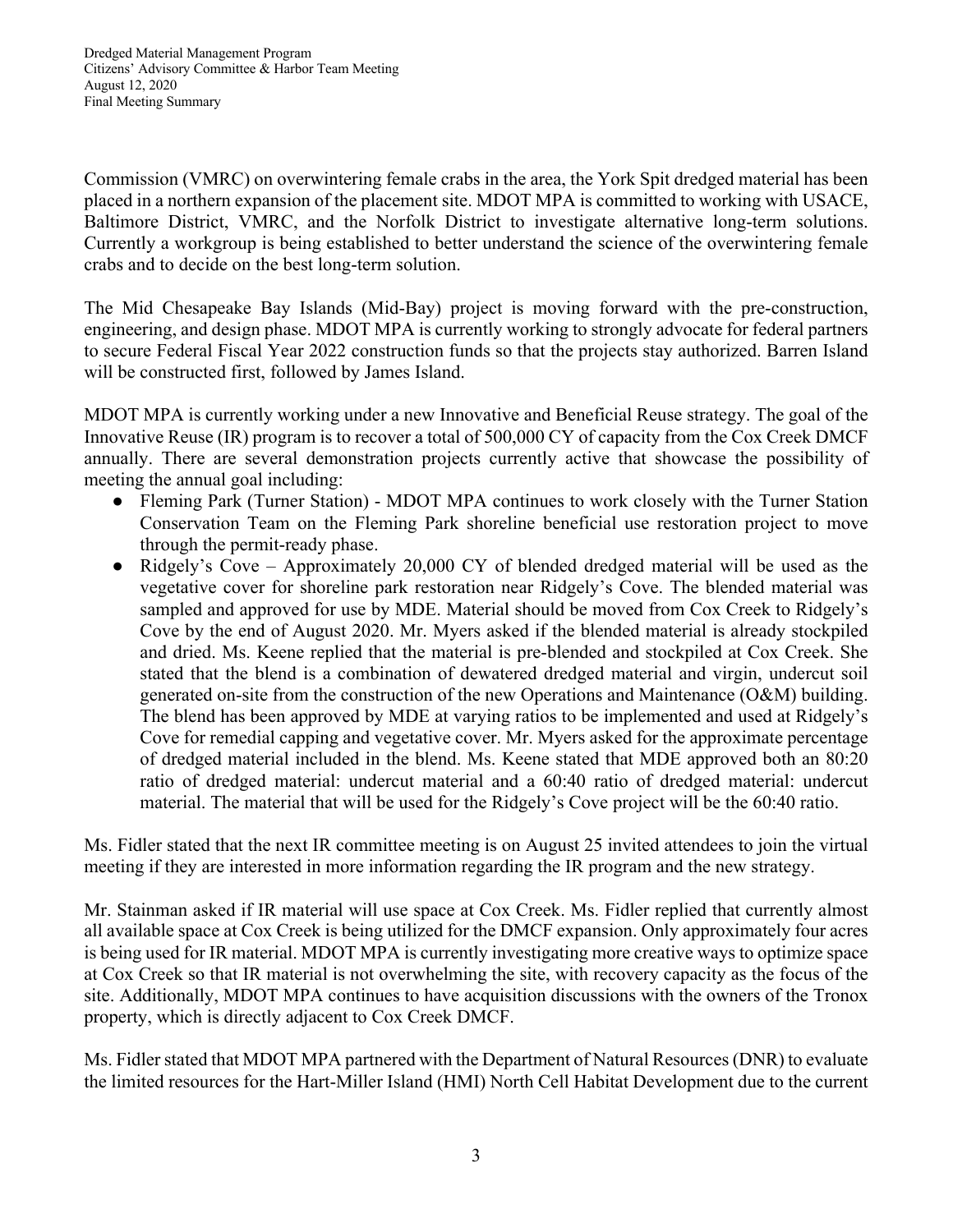Commission (VMRC) on overwintering female crabs in the area, the York Spit dredged material has been placed in a northern expansion of the placement site. MDOT MPA is committed to working with USACE, Baltimore District, VMRC, and the Norfolk District to investigate alternative long-term solutions. Currently a workgroup is being established to better understand the science of the overwintering female crabs and to decide on the best long-term solution.

The Mid Chesapeake Bay Islands (Mid-Bay) project is moving forward with the pre-construction, engineering, and design phase. MDOT MPA is currently working to strongly advocate for federal partners to secure Federal Fiscal Year 2022 construction funds so that the projects stay authorized. Barren Island will be constructed first, followed by James Island.

MDOT MPA is currently working under a new Innovative and Beneficial Reuse strategy. The goal of the Innovative Reuse (IR) program is to recover a total of 500,000 CY of capacity from the Cox Creek DMCF annually. There are several demonstration projects currently active that showcase the possibility of meeting the annual goal including:

- Fleming Park (Turner Station) - MDOT MPA continues to work closely with the Turner Station Conservation Team on the Fleming Park shoreline beneficial use restoration project to move through the permit-ready phase.
- Ridgely's Cove – Approximately 20,000 CY of blended dredged material will be used as the vegetative cover for shoreline park restoration near Ridgely's Cove. The blended material was sampled and approved for use by MDE. Material should be moved from Cox Creek to Ridgely's Cove by the end of August 2020. Mr. Myers asked if the blended material is already stockpiled and dried. Ms. Keene replied that the material is pre-blended and stockpiled at Cox Creek. She stated that the blend is a combination of dewatered dredged material and virgin, undercut soil generated on-site from the construction of the new Operations and Maintenance (O&M) building. The blend has been approved by MDE at varying ratios to be implemented and used at Ridgely's Cove for remedial capping and vegetative cover. Mr. Myers asked for the approximate percentage of dredged material included in the blend. Ms. Keene stated that MDE approved both an 80:20 ratio of dredged material: undercut material and a 60:40 ratio of dredged material: undercut material. The material that will be used for the Ridgely's Cove project will be the 60:40 ratio.

Ms. Fidler stated that the next IR committee meeting is on August 25 invited attendees to join the virtual meeting if they are interested in more information regarding the IR program and the new strategy.

Mr. Stainman asked if IR material will use space at Cox Creek. Ms. Fidler replied that currently almost all available space at Cox Creek is being utilized for the DMCF expansion. Only approximately four acres is being used for IR material. MDOT MPA is currently investigating more creative ways to optimize space at Cox Creek so that IR material is not overwhelming the site, with recovery capacity as the focus of the site. Additionally, MDOT MPA continues to have acquisition discussions with the owners of the Tronox property, which is directly adjacent to Cox Creek DMCF.

Ms. Fidler stated that MDOT MPA partnered with the Department of Natural Resources (DNR) to evaluate the limited resources for the Hart-Miller Island (HMI) North Cell Habitat Development due to the current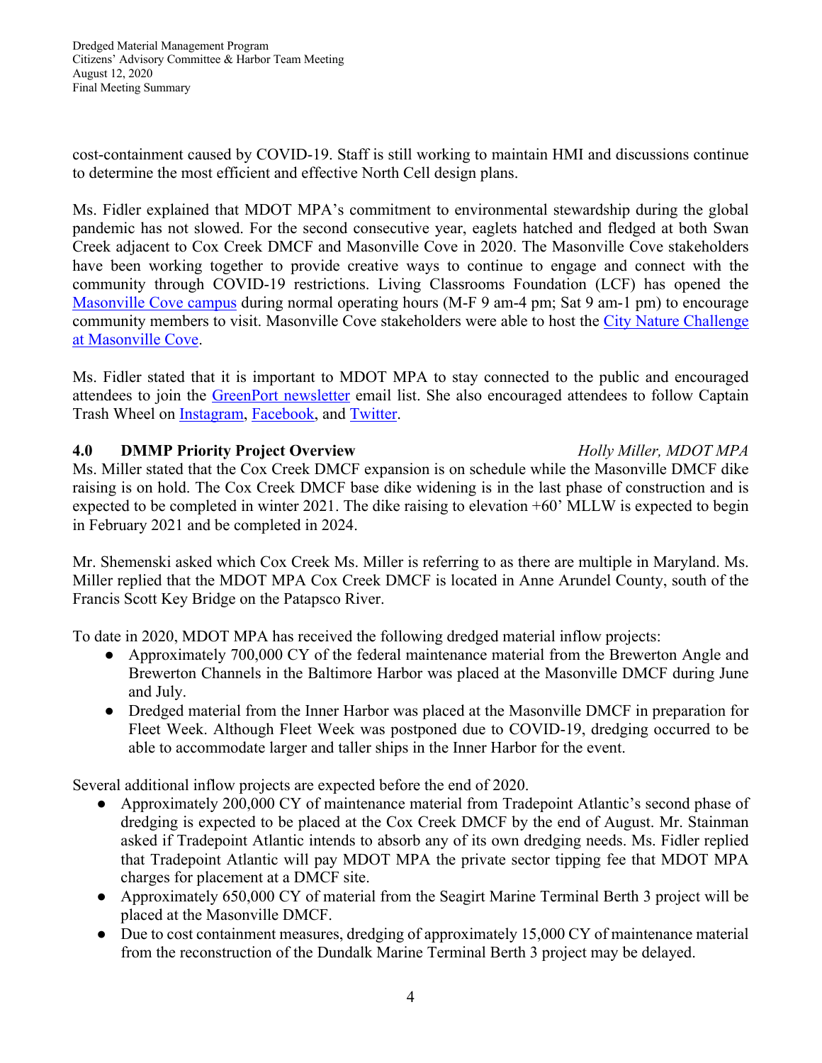cost-containment caused by COVID-19. Staff is still working to maintain HMI and discussions continue to determine the most efficient and effective North Cell design plans.

Ms. Fidler explained that MDOT MPA's commitment to environmental stewardship during the global pandemic has not slowed. For the second consecutive year, eaglets hatched and fledged at both Swan Creek adjacent to Cox Creek DMCF and Masonville Cove in 2020. The Masonville Cove stakeholders have been working together to provide creative ways to continue to engage and connect with the community through COVID-19 restrictions. Living Classrooms Foundation (LCF) has opened the Masonville Cove campus during normal operating hours (M-F 9 am-4 pm; Sat 9 am-1 pm) to encourage community members to visit. Masonville Cove stakeholders were able to host the City Nature Challenge at Masonville Cove.

Ms. Fidler stated that it is important to MDOT MPA to stay connected to the public and encouraged attendees to join the GreenPort newsletter email list. She also encouraged attendees to follow Captain Trash Wheel on Instagram, Facebook, and Twitter.

## 4.0 DMMP Priority Project Overview *Holly Miller, MDOT MPA*

Ms. Miller stated that the Cox Creek DMCF expansion is on schedule while the Masonville DMCF dike raising is on hold. The Cox Creek DMCF base dike widening is in the last phase of construction and is expected to be completed in winter 2021. The dike raising to elevation +60' MLLW is expected to begin in February 2021 and be completed in 2024.

Mr. Shemenski asked which Cox Creek Ms. Miller is referring to as there are multiple in Maryland. Ms. Miller replied that the MDOT MPA Cox Creek DMCF is located in Anne Arundel County, south of the Francis Scott Key Bridge on the Patapsco River.

To date in 2020, MDOT MPA has received the following dredged material inflow projects:

- Approximately 700,000 CY of the federal maintenance material from the Brewerton Angle and Brewerton Channels in the Baltimore Harbor was placed at the Masonville DMCF during June and July.
- Dredged material from the Inner Harbor was placed at the Masonville DMCF in preparation for Fleet Week. Although Fleet Week was postponed due to COVID-19, dredging occurred to be able to accommodate larger and taller ships in the Inner Harbor for the event.

Several additional inflow projects are expected before the end of 2020.

- Approximately 200,000 CY of maintenance material from Tradepoint Atlantic's second phase of dredging is expected to be placed at the Cox Creek DMCF by the end of August. Mr. Stainman asked if Tradepoint Atlantic intends to absorb any of its own dredging needs. Ms. Fidler replied that Tradepoint Atlantic will pay MDOT MPA the private sector tipping fee that MDOT MPA charges for placement at a DMCF site.
- Approximately 650,000 CY of material from the Seagirt Marine Terminal Berth 3 project will be placed at the Masonville DMCF.
- Due to cost containment measures, dredging of approximately 15,000 CY of maintenance material from the reconstruction of the Dundalk Marine Terminal Berth 3 project may be delayed.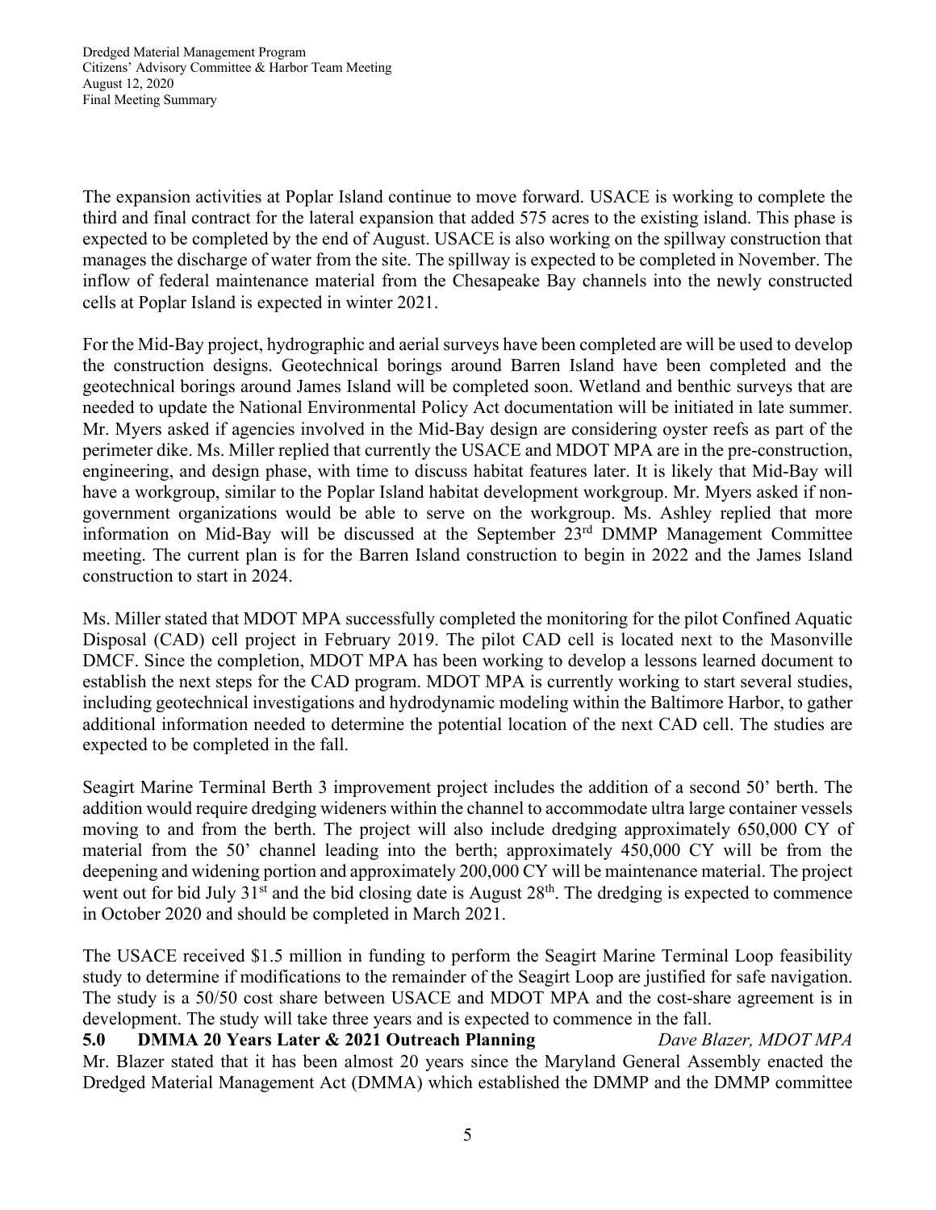The expansion activities at Poplar Island continue to move forward. USACE is working to complete the third and final contract for the lateral expansion that added 575 acres to the existing island. This phase is expected to be completed by the end of August. USACE is also working on the spillway construction that manages the discharge of water from the site. The spillway is expected to be completed in November. The inflow of federal maintenance material from the Chesapeake Bay channels into the newly constructed cells at Poplar Island is expected in winter 2021.

For the Mid-Bay project, hydrographic and aerial surveys have been completed are will be used to develop the construction designs. Geotechnical borings around Barren Island have been completed and the geotechnical borings around James Island will be completed soon. Wetland and benthic surveys that are needed to update the National Environmental Policy Act documentation will be initiated in late summer. Mr. Myers asked if agencies involved in the Mid-Bay design are considering oyster reefs as part of the perimeter dike. Ms. Miller replied that currently the USACE and MDOT MPA are in the pre-construction, engineering, and design phase, with time to discuss habitat features later. It is likely that Mid-Bay will have a workgroup, similar to the Poplar Island habitat development workgroup. Mr. Myers asked if non-government organizations would be able to serve on the workgroup. Ms. Ashley replied that more information on Mid-Bay will be discussed at the September 23rd DMMP Management Committee meeting. The current plan is for the Barren Island construction to begin in 2022 and the James Island construction to start in 2024.

Ms. Miller stated that MDOT MPA successfully completed the monitoring for the pilot Confined Aquatic Disposal (CAD) cell project in February 2019. The pilot CAD cell is located next to the Masonville DMCF. Since the completion, MDOT MPA has been working to develop a lessons learned document to establish the next steps for the CAD program. MDOT MPA is currently working to start several studies, including geotechnical investigations and hydrodynamic modeling within the Baltimore Harbor, to gather additional information needed to determine the potential location of the next CAD cell. The studies are expected to be completed in the fall.

Seagirt Marine Terminal Berth 3 improvement project includes the addition of a second 50' berth. The addition would require dredging wideners within the channel to accommodate ultra large container vessels moving to and from the berth. The project will also include dredging approximately 650,000 CY of material from the 50' channel leading into the berth; approximately 450,000 CY will be from the deepening and widening portion and approximately 200,000 CY will be maintenance material. The project went out for bid July 31st and the bid closing date is August 28th. The dredging is expected to commence in October 2020 and should be completed in March 2021.

The USACE received $1.5 million in funding to perform the Seagirt Marine Terminal Loop feasibility study to determine if modifications to the remainder of the Seagirt Loop are justified for safe navigation. The study is a 50/50 cost share between USACE and MDOT MPA and the cost-share agreement is in development. The study will take three years and is expected to commence in the fall.

## 5.0 DMMA 20 Years Later & 2021 Outreach Planning — *Dave Blazer, MDOT MPA*

Mr. Blazer stated that it has been almost 20 years since the Maryland General Assembly enacted the Dredged Material Management Act (DMMA) which established the DMMP and the DMMP committee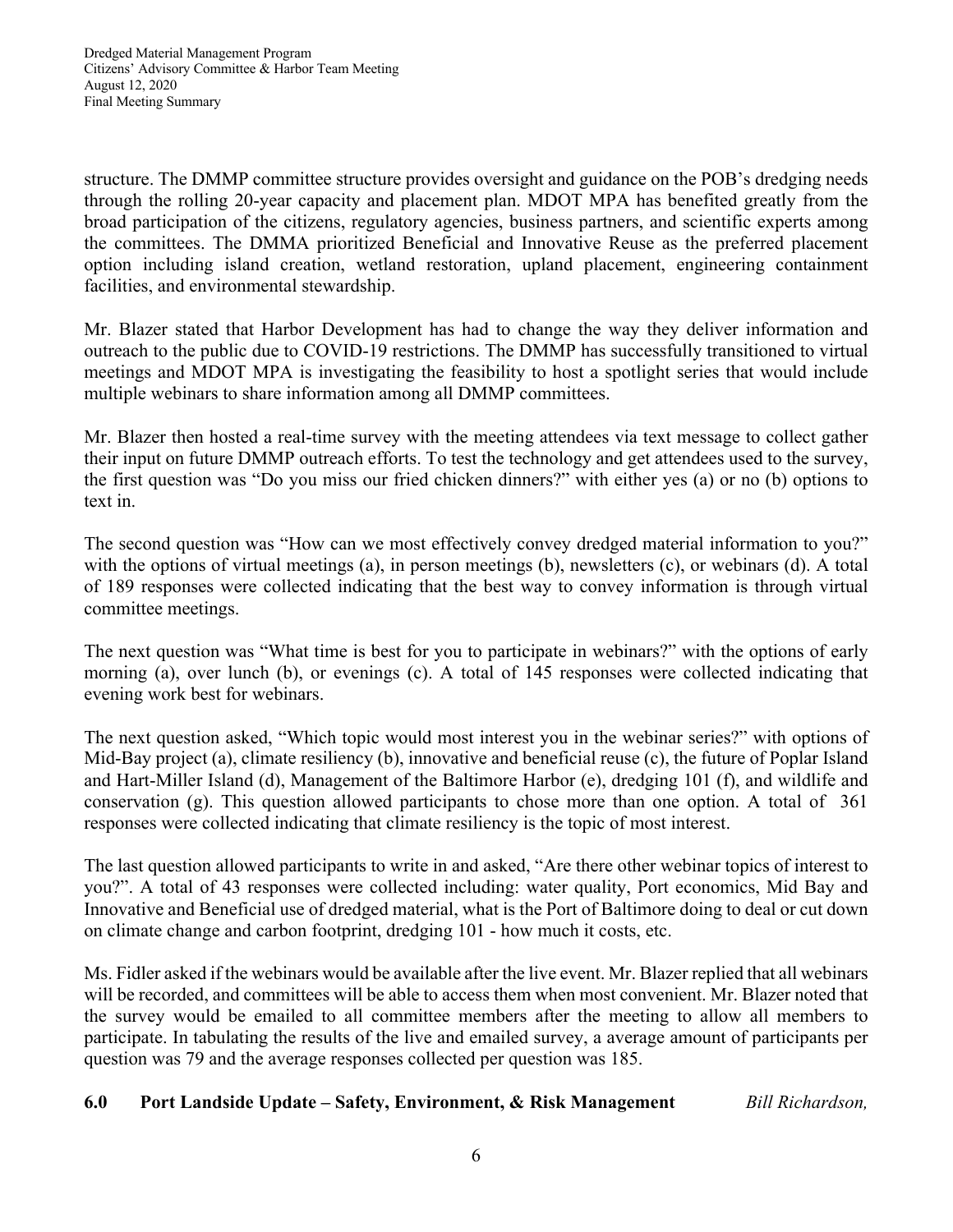structure. The DMMP committee structure provides oversight and guidance on the POB's dredging needs through the rolling 20-year capacity and placement plan. MDOT MPA has benefited greatly from the broad participation of the citizens, regulatory agencies, business partners, and scientific experts among the committees. The DMMA prioritized Beneficial and Innovative Reuse as the preferred placement option including island creation, wetland restoration, upland placement, engineering containment facilities, and environmental stewardship.

Mr. Blazer stated that Harbor Development has had to change the way they deliver information and outreach to the public due to COVID-19 restrictions. The DMMP has successfully transitioned to virtual meetings and MDOT MPA is investigating the feasibility to host a spotlight series that would include multiple webinars to share information among all DMMP committees.

Mr. Blazer then hosted a real-time survey with the meeting attendees via text message to collect gather their input on future DMMP outreach efforts. To test the technology and get attendees used to the survey, the first question was "Do you miss our fried chicken dinners?" with either yes (a) or no (b) options to text in.

The second question was "How can we most effectively convey dredged material information to you?" with the options of virtual meetings (a), in person meetings (b), newsletters (c), or webinars (d). A total of 189 responses were collected indicating that the best way to convey information is through virtual committee meetings.

The next question was "What time is best for you to participate in webinars?" with the options of early morning (a), over lunch (b), or evenings (c). A total of 145 responses were collected indicating that evening work best for webinars.

The next question asked, "Which topic would most interest you in the webinar series?" with options of Mid-Bay project (a), climate resiliency (b), innovative and beneficial reuse (c), the future of Poplar Island and Hart-Miller Island (d), Management of the Baltimore Harbor (e), dredging 101 (f), and wildlife and conservation (g). This question allowed participants to chose more than one option. A total of 361 responses were collected indicating that climate resiliency is the topic of most interest.

The last question allowed participants to write in and asked, "Are there other webinar topics of interest to you?". A total of 43 responses were collected including: water quality, Port economics, Mid Bay and Innovative and Beneficial use of dredged material, what is the Port of Baltimore doing to deal or cut down on climate change and carbon footprint, dredging 101 - how much it costs, etc.

Ms. Fidler asked if the webinars would be available after the live event. Mr. Blazer replied that all webinars will be recorded, and committees will be able to access them when most convenient. Mr. Blazer noted that the survey would be emailed to all committee members after the meeting to allow all members to participate. In tabulating the results of the live and emailed survey, a average amount of participants per question was 79 and the average responses collected per question was 185.

## 6.0 Port Landside Update – Safety, Environment, & Risk Management *Bill Richardson,*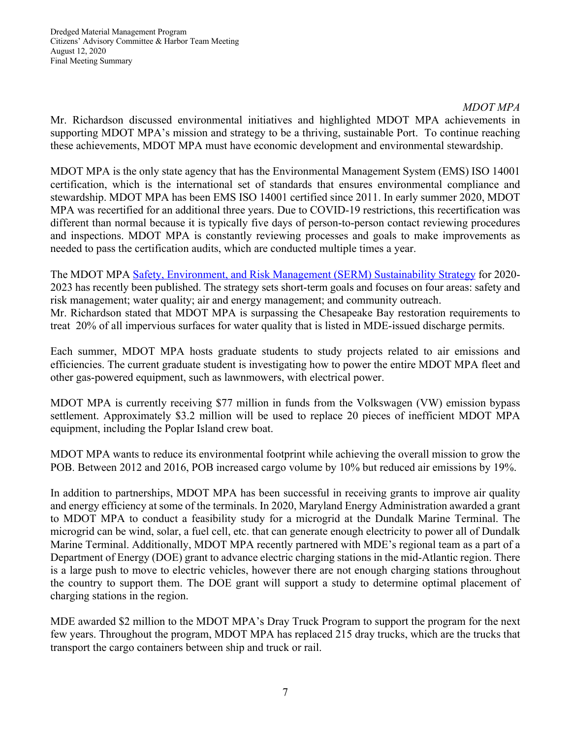*MDOT MPA*

Mr. Richardson discussed environmental initiatives and highlighted MDOT MPA achievements in supporting MDOT MPA's mission and strategy to be a thriving, sustainable Port. To continue reaching these achievements, MDOT MPA must have economic development and environmental stewardship.

MDOT MPA is the only state agency that has the Environmental Management System (EMS) ISO 14001 certification, which is the international set of standards that ensures environmental compliance and stewardship. MDOT MPA has been EMS ISO 14001 certified since 2011. In early summer 2020, MDOT MPA was recertified for an additional three years. Due to COVID-19 restrictions, this recertification was different than normal because it is typically five days of person-to-person contact reviewing procedures and inspections. MDOT MPA is constantly reviewing processes and goals to make improvements as needed to pass the certification audits, which are conducted multiple times a year.

The MDOT MPA Safety, Environment, and Risk Management (SERM) Sustainability Strategy for 2020-2023 has recently been published. The strategy sets short-term goals and focuses on four areas: safety and risk management; water quality; air and energy management; and community outreach.
Mr. Richardson stated that MDOT MPA is surpassing the Chesapeake Bay restoration requirements to treat 20% of all impervious surfaces for water quality that is listed in MDE-issued discharge permits.

Each summer, MDOT MPA hosts graduate students to study projects related to air emissions and efficiencies. The current graduate student is investigating how to power the entire MDOT MPA fleet and other gas-powered equipment, such as lawnmowers, with electrical power.

MDOT MPA is currently receiving $77 million in funds from the Volkswagen (VW) emission bypass settlement. Approximately $3.2 million will be used to replace 20 pieces of inefficient MDOT MPA equipment, including the Poplar Island crew boat.

MDOT MPA wants to reduce its environmental footprint while achieving the overall mission to grow the POB. Between 2012 and 2016, POB increased cargo volume by 10% but reduced air emissions by 19%.

In addition to partnerships, MDOT MPA has been successful in receiving grants to improve air quality and energy efficiency at some of the terminals. In 2020, Maryland Energy Administration awarded a grant to MDOT MPA to conduct a feasibility study for a microgrid at the Dundalk Marine Terminal. The microgrid can be wind, solar, a fuel cell, etc. that can generate enough electricity to power all of Dundalk Marine Terminal. Additionally, MDOT MPA recently partnered with MDE's regional team as a part of a Department of Energy (DOE) grant to advance electric charging stations in the mid-Atlantic region. There is a large push to move to electric vehicles, however there are not enough charging stations throughout the country to support them. The DOE grant will support a study to determine optimal placement of charging stations in the region.

MDE awarded $2 million to the MDOT MPA's Dray Truck Program to support the program for the next few years. Throughout the program, MDOT MPA has replaced 215 dray trucks, which are the trucks that transport the cargo containers between ship and truck or rail.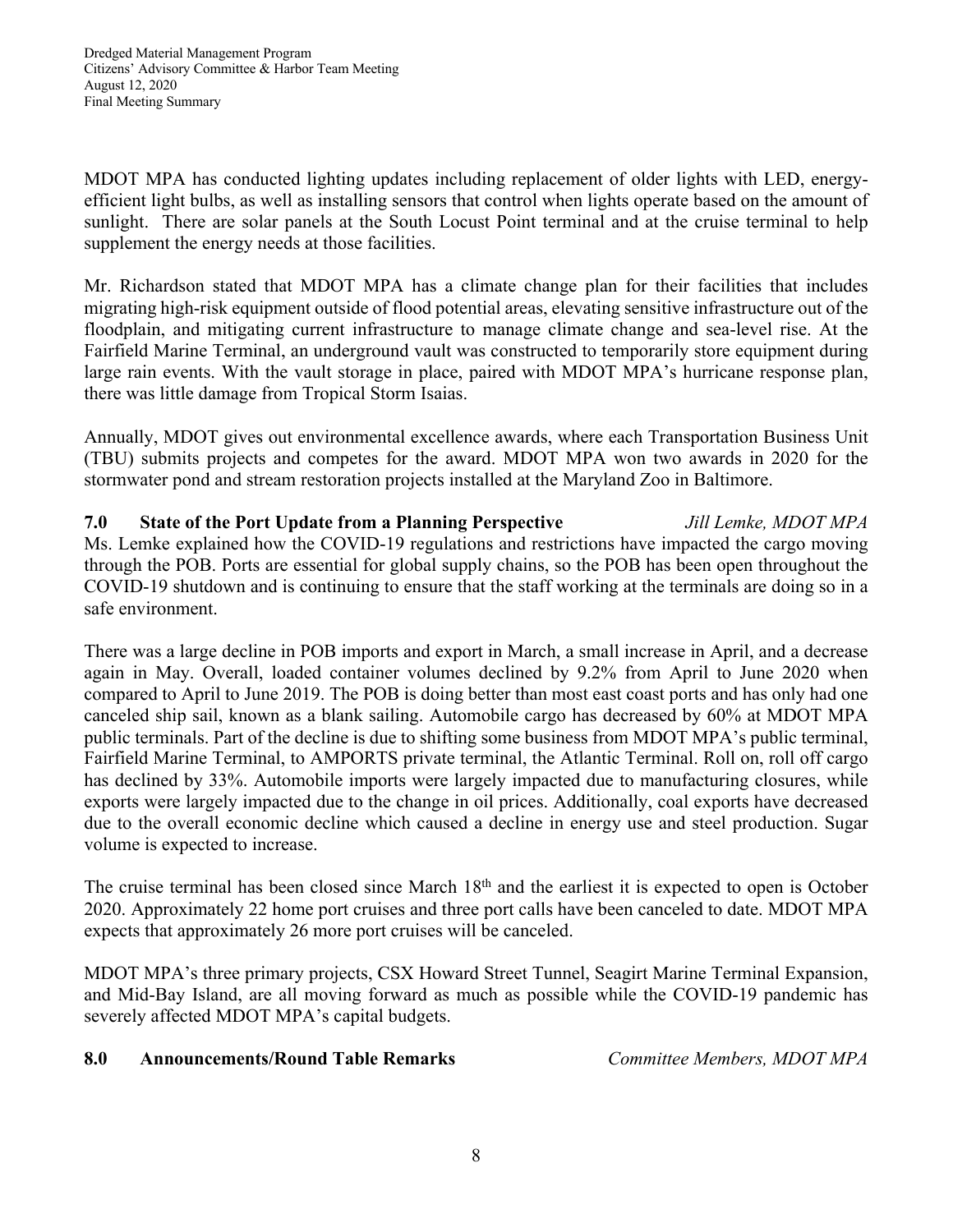MDOT MPA has conducted lighting updates including replacement of older lights with LED, energy-efficient light bulbs, as well as installing sensors that control when lights operate based on the amount of sunlight. There are solar panels at the South Locust Point terminal and at the cruise terminal to help supplement the energy needs at those facilities.

Mr. Richardson stated that MDOT MPA has a climate change plan for their facilities that includes migrating high-risk equipment outside of flood potential areas, elevating sensitive infrastructure out of the floodplain, and mitigating current infrastructure to manage climate change and sea-level rise. At the Fairfield Marine Terminal, an underground vault was constructed to temporarily store equipment during large rain events. With the vault storage in place, paired with MDOT MPA's hurricane response plan, there was little damage from Tropical Storm Isaias.

Annually, MDOT gives out environmental excellence awards, where each Transportation Business Unit (TBU) submits projects and competes for the award. MDOT MPA won two awards in 2020 for the stormwater pond and stream restoration projects installed at the Maryland Zoo in Baltimore.

## 7.0 State of the Port Update from a Planning Perspective *Jill Lemke, MDOT MPA*

Ms. Lemke explained how the COVID-19 regulations and restrictions have impacted the cargo moving through the POB. Ports are essential for global supply chains, so the POB has been open throughout the COVID-19 shutdown and is continuing to ensure that the staff working at the terminals are doing so in a safe environment.

There was a large decline in POB imports and export in March, a small increase in April, and a decrease again in May. Overall, loaded container volumes declined by 9.2% from April to June 2020 when compared to April to June 2019. The POB is doing better than most east coast ports and has only had one canceled ship sail, known as a blank sailing. Automobile cargo has decreased by 60% at MDOT MPA public terminals. Part of the decline is due to shifting some business from MDOT MPA's public terminal, Fairfield Marine Terminal, to AMPORTS private terminal, the Atlantic Terminal. Roll on, roll off cargo has declined by 33%. Automobile imports were largely impacted due to manufacturing closures, while exports were largely impacted due to the change in oil prices. Additionally, coal exports have decreased due to the overall economic decline which caused a decline in energy use and steel production. Sugar volume is expected to increase.

The cruise terminal has been closed since March 18th and the earliest it is expected to open is October 2020. Approximately 22 home port cruises and three port calls have been canceled to date. MDOT MPA expects that approximately 26 more port cruises will be canceled.

MDOT MPA's three primary projects, CSX Howard Street Tunnel, Seagirt Marine Terminal Expansion, and Mid-Bay Island, are all moving forward as much as possible while the COVID-19 pandemic has severely affected MDOT MPA's capital budgets.

## 8.0 Announcements/Round Table Remarks *Committee Members, MDOT MPA*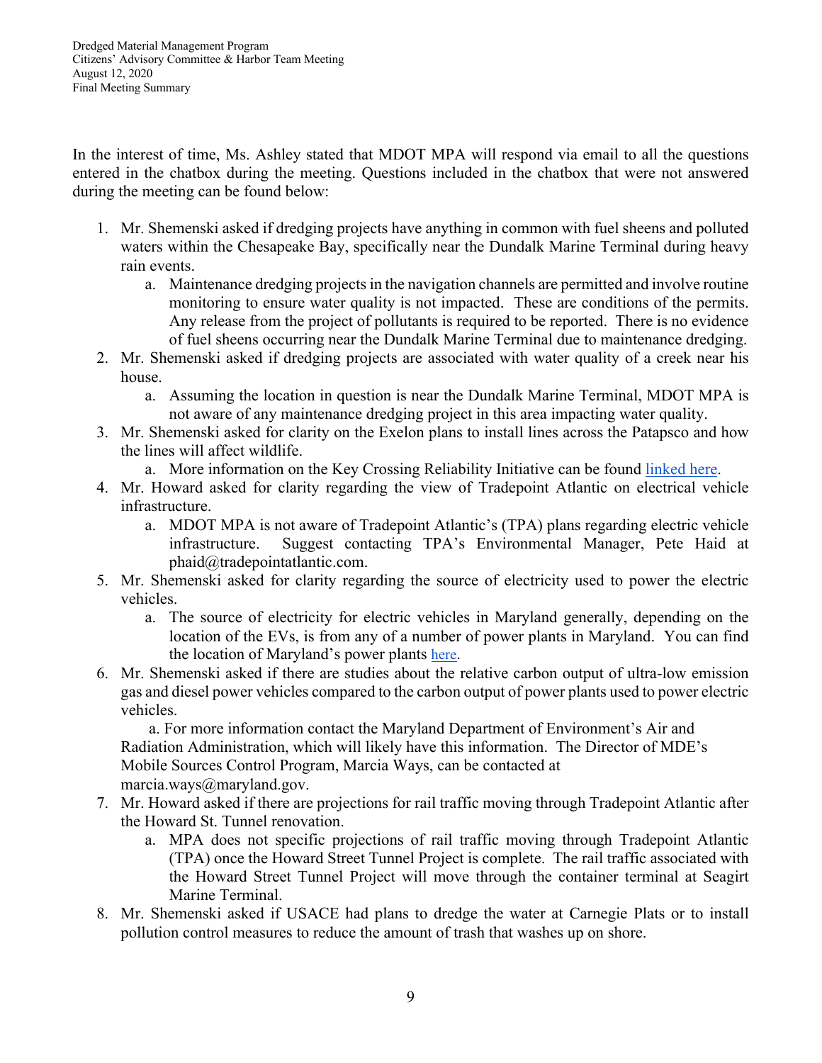In the interest of time, Ms. Ashley stated that MDOT MPA will respond via email to all the questions entered in the chatbox during the meeting. Questions included in the chatbox that were not answered during the meeting can be found below:

1. Mr. Shemenski asked if dredging projects have anything in common with fuel sheens and polluted waters within the Chesapeake Bay, specifically near the Dundalk Marine Terminal during heavy rain events.
    a. Maintenance dredging projects in the navigation channels are permitted and involve routine monitoring to ensure water quality is not impacted. These are conditions of the permits. Any release from the project of pollutants is required to be reported. There is no evidence of fuel sheens occurring near the Dundalk Marine Terminal due to maintenance dredging.
2. Mr. Shemenski asked if dredging projects are associated with water quality of a creek near his house.
    a. Assuming the location in question is near the Dundalk Marine Terminal, MDOT MPA is not aware of any maintenance dredging project in this area impacting water quality.
3. Mr. Shemenski asked for clarity on the Exelon plans to install lines across the Patapsco and how the lines will affect wildlife.
    a. More information on the Key Crossing Reliability Initiative can be found linked here.
4. Mr. Howard asked for clarity regarding the view of Tradepoint Atlantic on electrical vehicle infrastructure.
    a. MDOT MPA is not aware of Tradepoint Atlantic's (TPA) plans regarding electric vehicle infrastructure. Suggest contacting TPA's Environmental Manager, Pete Haid at phaid@tradepointatlantic.com.
5. Mr. Shemenski asked for clarity regarding the source of electricity used to power the electric vehicles.
    a. The source of electricity for electric vehicles in Maryland generally, depending on the location of the EVs, is from any of a number of power plants in Maryland. You can find the location of Maryland's power plants here.
6. Mr. Shemenski asked if there are studies about the relative carbon output of ultra-low emission gas and diesel power vehicles compared to the carbon output of power plants used to power electric vehicles.
    a. For more information contact the Maryland Department of Environment's Air and Radiation Administration, which will likely have this information. The Director of MDE's Mobile Sources Control Program, Marcia Ways, can be contacted at marcia.ways@maryland.gov.
7. Mr. Howard asked if there are projections for rail traffic moving through Tradepoint Atlantic after the Howard St. Tunnel renovation.
    a. MPA does not specific projections of rail traffic moving through Tradepoint Atlantic (TPA) once the Howard Street Tunnel Project is complete. The rail traffic associated with the Howard Street Tunnel Project will move through the container terminal at Seagirt Marine Terminal.
8. Mr. Shemenski asked if USACE had plans to dredge the water at Carnegie Plats or to install pollution control measures to reduce the amount of trash that washes up on shore.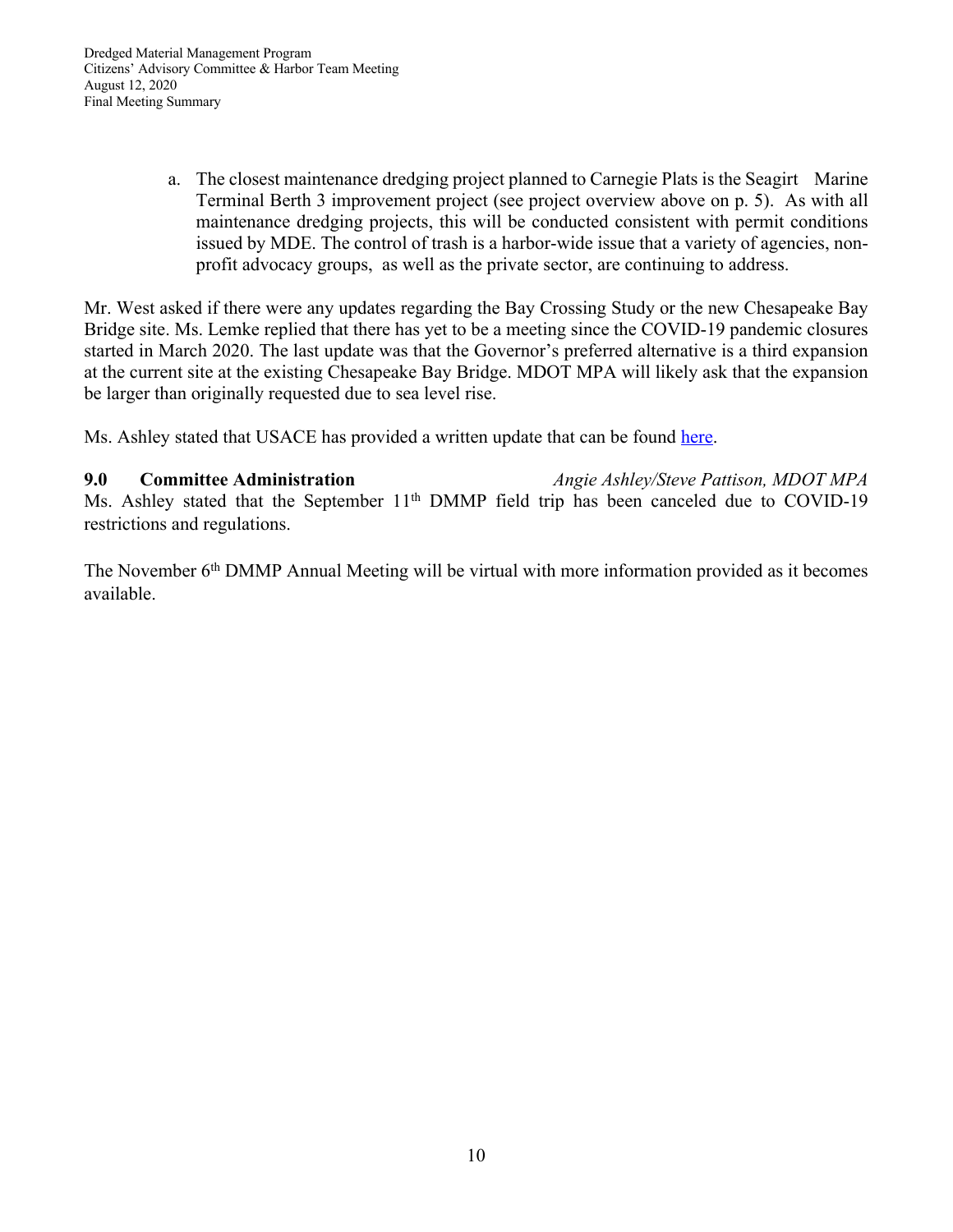a. The closest maintenance dredging project planned to Carnegie Plats is the Seagirt Marine Terminal Berth 3 improvement project (see project overview above on p. 5). As with all maintenance dredging projects, this will be conducted consistent with permit conditions issued by MDE. The control of trash is a harbor-wide issue that a variety of agencies, non-profit advocacy groups, as well as the private sector, are continuing to address.

Mr. West asked if there were any updates regarding the Bay Crossing Study or the new Chesapeake Bay Bridge site. Ms. Lemke replied that there has yet to be a meeting since the COVID-19 pandemic closures started in March 2020. The last update was that the Governor's preferred alternative is a third expansion at the current site at the existing Chesapeake Bay Bridge. MDOT MPA will likely ask that the expansion be larger than originally requested due to sea level rise.

Ms. Ashley stated that USACE has provided a written update that can be found here.

**9.0 Committee Administration** *Angie Ashley/Steve Pattison, MDOT MPA*

Ms. Ashley stated that the September 11th DMMP field trip has been canceled due to COVID-19 restrictions and regulations.

The November 6th DMMP Annual Meeting will be virtual with more information provided as it becomes available.